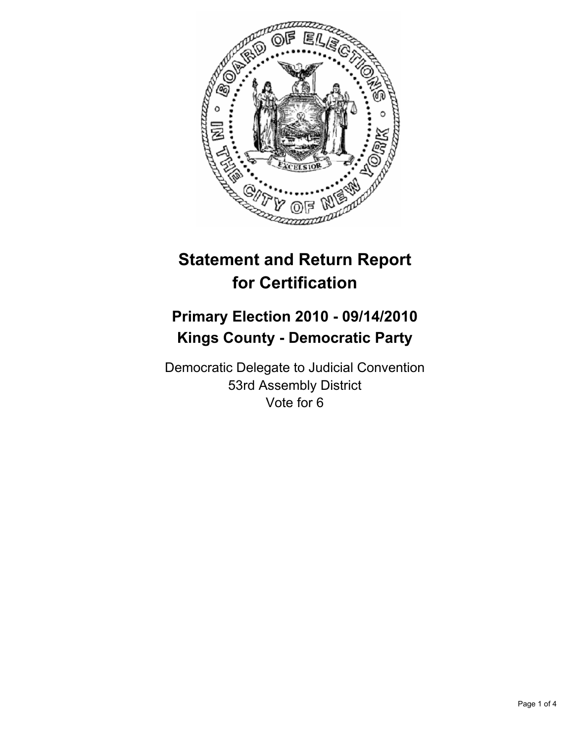# Statement and Return Report for Certification

## Primary Election 2010 - 09/14/2010
## Kings County - Democratic Party

Democratic Delegate to Judicial Convention
53rd Assembly District
Vote for 6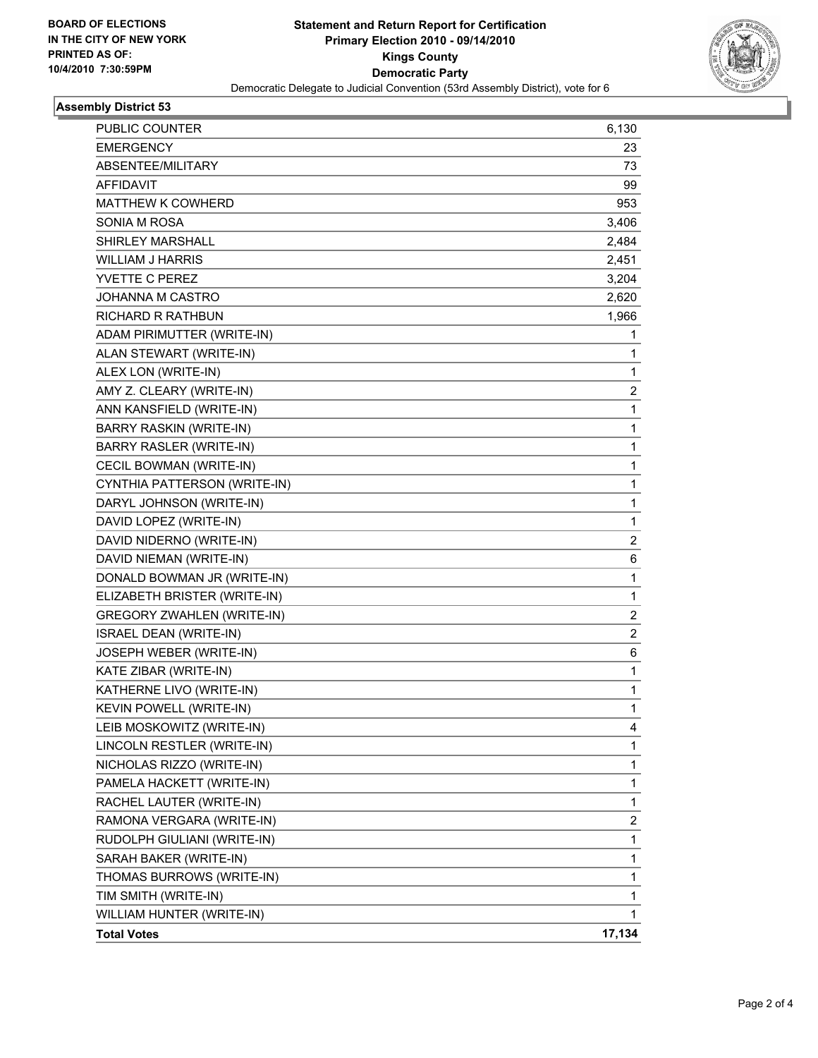**BOARD OF ELECTIONS IN THE CITY OF NEW YORK PRINTED AS OF: 10/4/2010 7:30:59PM**

# Statement and Return Report for Certification
## Primary Election 2010 - 09/14/2010
## Kings County
## Democratic Party
### Democratic Delegate to Judicial Convention (53rd Assembly District), vote for 6

**Assembly District 53**

| | |
|---|---|
| PUBLIC COUNTER | 6,130 |
| EMERGENCY | 23 |
| ABSENTEE/MILITARY | 73 |
| AFFIDAVIT | 99 |
| MATTHEW K COWHERD | 953 |
| SONIA M ROSA | 3,406 |
| SHIRLEY MARSHALL | 2,484 |
| WILLIAM J HARRIS | 2,451 |
| YVETTE C PEREZ | 3,204 |
| JOHANNA M CASTRO | 2,620 |
| RICHARD R RATHBUN | 1,966 |
| ADAM PIRIMUTTER (WRITE-IN) | 1 |
| ALAN STEWART (WRITE-IN) | 1 |
| ALEX LON (WRITE-IN) | 1 |
| AMY Z. CLEARY (WRITE-IN) | 2 |
| ANN KANSFIELD (WRITE-IN) | 1 |
| BARRY RASKIN (WRITE-IN) | 1 |
| BARRY RASLER (WRITE-IN) | 1 |
| CECIL BOWMAN (WRITE-IN) | 1 |
| CYNTHIA PATTERSON (WRITE-IN) | 1 |
| DARYL JOHNSON (WRITE-IN) | 1 |
| DAVID LOPEZ (WRITE-IN) | 1 |
| DAVID NIDERNO (WRITE-IN) | 2 |
| DAVID NIEMAN (WRITE-IN) | 6 |
| DONALD BOWMAN JR (WRITE-IN) | 1 |
| ELIZABETH BRISTER (WRITE-IN) | 1 |
| GREGORY ZWAHLEN (WRITE-IN) | 2 |
| ISRAEL DEAN (WRITE-IN) | 2 |
| JOSEPH WEBER (WRITE-IN) | 6 |
| KATE ZIBAR (WRITE-IN) | 1 |
| KATHERNE LIVO (WRITE-IN) | 1 |
| KEVIN POWELL (WRITE-IN) | 1 |
| LEIB MOSKOWITZ (WRITE-IN) | 4 |
| LINCOLN RESTLER (WRITE-IN) | 1 |
| NICHOLAS RIZZO (WRITE-IN) | 1 |
| PAMELA HACKETT (WRITE-IN) | 1 |
| RACHEL LAUTER (WRITE-IN) | 1 |
| RAMONA VERGARA (WRITE-IN) | 2 |
| RUDOLPH GIULIANI (WRITE-IN) | 1 |
| SARAH BAKER (WRITE-IN) | 1 |
| THOMAS BURROWS (WRITE-IN) | 1 |
| TIM SMITH (WRITE-IN) | 1 |
| WILLIAM HUNTER (WRITE-IN) | 1 |
| **Total Votes** | **17,134** |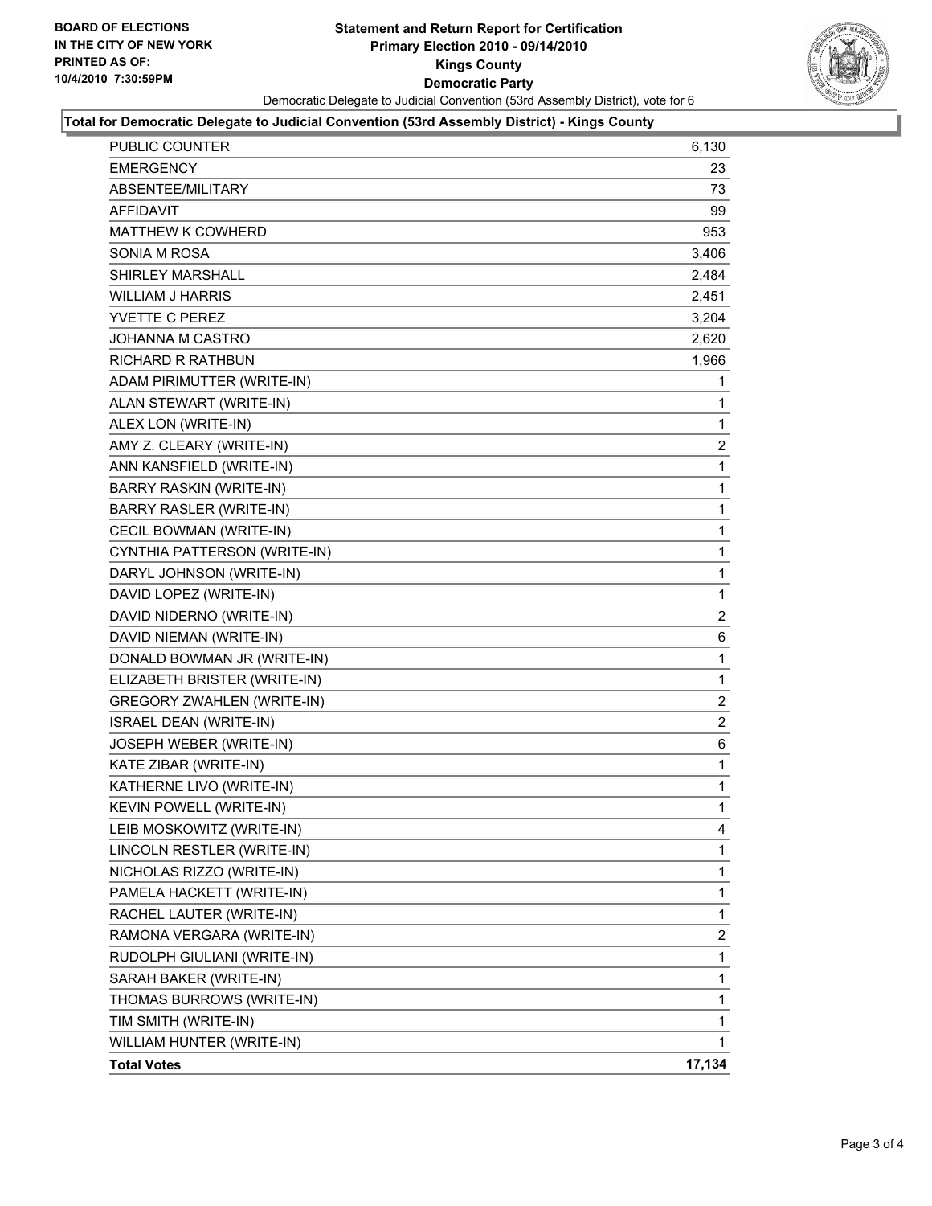**BOARD OF ELECTIONS IN THE CITY OF NEW YORK PRINTED AS OF: 10/4/2010 7:30:59PM**

# Statement and Return Report for Certification
## Primary Election 2010 - 09/14/2010
## Kings County
## Democratic Party

Democratic Delegate to Judicial Convention (53rd Assembly District), vote for 6

**Total for Democratic Delegate to Judicial Convention (53rd Assembly District) - Kings County**

| | |
|---|---|
| PUBLIC COUNTER | 6,130 |
| EMERGENCY | 23 |
| ABSENTEE/MILITARY | 73 |
| AFFIDAVIT | 99 |
| MATTHEW K COWHERD | 953 |
| SONIA M ROSA | 3,406 |
| SHIRLEY MARSHALL | 2,484 |
| WILLIAM J HARRIS | 2,451 |
| YVETTE C PEREZ | 3,204 |
| JOHANNA M CASTRO | 2,620 |
| RICHARD R RATHBUN | 1,966 |
| ADAM PIRIMUTTER (WRITE-IN) | 1 |
| ALAN STEWART (WRITE-IN) | 1 |
| ALEX LON (WRITE-IN) | 1 |
| AMY Z. CLEARY (WRITE-IN) | 2 |
| ANN KANSFIELD (WRITE-IN) | 1 |
| BARRY RASKIN (WRITE-IN) | 1 |
| BARRY RASLER (WRITE-IN) | 1 |
| CECIL BOWMAN (WRITE-IN) | 1 |
| CYNTHIA PATTERSON (WRITE-IN) | 1 |
| DARYL JOHNSON (WRITE-IN) | 1 |
| DAVID LOPEZ (WRITE-IN) | 1 |
| DAVID NIDERNO (WRITE-IN) | 2 |
| DAVID NIEMAN (WRITE-IN) | 6 |
| DONALD BOWMAN JR (WRITE-IN) | 1 |
| ELIZABETH BRISTER (WRITE-IN) | 1 |
| GREGORY ZWAHLEN (WRITE-IN) | 2 |
| ISRAEL DEAN (WRITE-IN) | 2 |
| JOSEPH WEBER (WRITE-IN) | 6 |
| KATE ZIBAR (WRITE-IN) | 1 |
| KATHERNE LIVO (WRITE-IN) | 1 |
| KEVIN POWELL (WRITE-IN) | 1 |
| LEIB MOSKOWITZ (WRITE-IN) | 4 |
| LINCOLN RESTLER (WRITE-IN) | 1 |
| NICHOLAS RIZZO (WRITE-IN) | 1 |
| PAMELA HACKETT (WRITE-IN) | 1 |
| RACHEL LAUTER (WRITE-IN) | 1 |
| RAMONA VERGARA (WRITE-IN) | 2 |
| RUDOLPH GIULIANI (WRITE-IN) | 1 |
| SARAH BAKER (WRITE-IN) | 1 |
| THOMAS BURROWS (WRITE-IN) | 1 |
| TIM SMITH (WRITE-IN) | 1 |
| WILLIAM HUNTER (WRITE-IN) | 1 |
| **Total Votes** | **17,134** |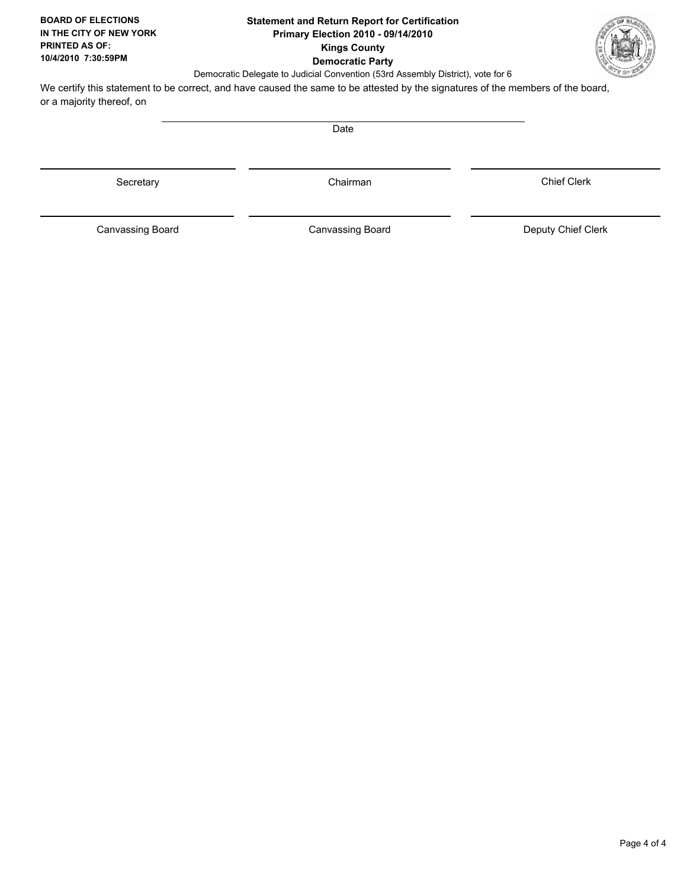**BOARD OF ELECTIONS**
**IN THE CITY OF NEW YORK**
**PRINTED AS OF:**
**10/4/2010 7:30:59PM**

**Statement and Return Report for Certification**
**Primary Election 2010 - 09/14/2010**
**Kings County**
**Democratic Party**

Democratic Delegate to Judicial Convention (53rd Assembly District), vote for 6

We certify this statement to be correct, and have caused the same to be attested by the signatures of the members of the board, or a majority thereof, on

\_\_\_\_\_\_\_\_\_\_\_\_\_\_\_\_\_\_\_\_\_\_\_\_\_\_\_\_\_\_\_\_\_\_\_\_\_\_\_\_
Date

| | | |
|---|---|---|
| Secretary | Chairman | Chief Clerk |
| Canvassing Board | Canvassing Board | Deputy Chief Clerk |